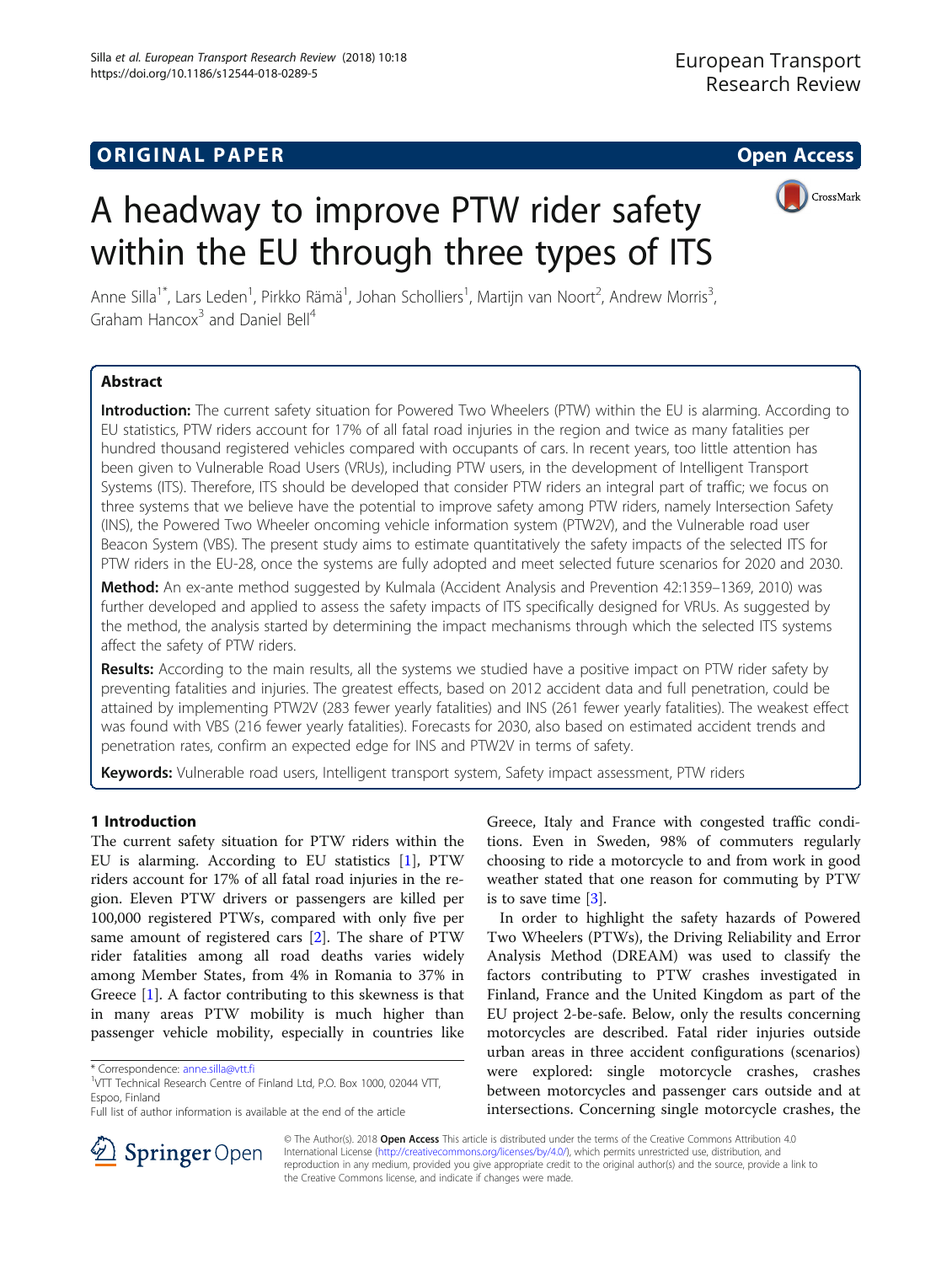ORIGINAL PAPER

Open Access

# A headway to improve PTW rider safety within the EU through three types of ITS

Anne Silla[1*], Lars Leden[1], Pirkko Rämä[1], Johan Scholliers[1], Martijn van Noort[2], Andrew Morris[3], Graham Hancox[3] and Daniel Bell[4]

## Abstract

**Introduction:** The current safety situation for Powered Two Wheelers (PTW) within the EU is alarming. According to EU statistics, PTW riders account for 17% of all fatal road injuries in the region and twice as many fatalities per hundred thousand registered vehicles compared with occupants of cars. In recent years, too little attention has been given to Vulnerable Road Users (VRUs), including PTW users, in the development of Intelligent Transport Systems (ITS). Therefore, ITS should be developed that consider PTW riders an integral part of traffic; we focus on three systems that we believe have the potential to improve safety among PTW riders, namely Intersection Safety (INS), the Powered Two Wheeler oncoming vehicle information system (PTW2V), and the Vulnerable road user Beacon System (VBS). The present study aims to estimate quantitatively the safety impacts of the selected ITS for PTW riders in the EU-28, once the systems are fully adopted and meet selected future scenarios for 2020 and 2030.

**Method:** An ex-ante method suggested by Kulmala (Accident Analysis and Prevention 42:1359–1369, 2010) was further developed and applied to assess the safety impacts of ITS specifically designed for VRUs. As suggested by the method, the analysis started by determining the impact mechanisms through which the selected ITS systems affect the safety of PTW riders.

**Results:** According to the main results, all the systems we studied have a positive impact on PTW rider safety by preventing fatalities and injuries. The greatest effects, based on 2012 accident data and full penetration, could be attained by implementing PTW2V (283 fewer yearly fatalities) and INS (261 fewer yearly fatalities). The weakest effect was found with VBS (216 fewer yearly fatalities). Forecasts for 2030, also based on estimated accident trends and penetration rates, confirm an expected edge for INS and PTW2V in terms of safety.

**Keywords:** Vulnerable road users, Intelligent transport system, Safety impact assessment, PTW riders

## 1 Introduction

The current safety situation for PTW riders within the EU is alarming. According to EU statistics [1], PTW riders account for 17% of all fatal road injuries in the region. Eleven PTW drivers or passengers are killed per 100,000 registered PTWs, compared with only five per same amount of registered cars [2]. The share of PTW rider fatalities among all road deaths varies widely among Member States, from 4% in Romania to 37% in Greece [1]. A factor contributing to this skewness is that in many areas PTW mobility is much higher than passenger vehicle mobility, especially in countries like Greece, Italy and France with congested traffic conditions. Even in Sweden, 98% of commuters regularly choosing to ride a motorcycle to and from work in good weather stated that one reason for commuting by PTW is to save time [3].

In order to highlight the safety hazards of Powered Two Wheelers (PTWs), the Driving Reliability and Error Analysis Method (DREAM) was used to classify the factors contributing to PTW crashes investigated in Finland, France and the United Kingdom as part of the EU project 2-be-safe. Below, only the results concerning motorcycles are described. Fatal rider injuries outside urban areas in three accident configurations (scenarios) were explored: single motorcycle crashes, crashes between motorcycles and passenger cars outside and at intersections. Concerning single motorcycle crashes, the

\* Correspondence: anne.silla@vtt.fi
[1]VTT Technical Research Centre of Finland Ltd, P.O. Box 1000, 02044 VTT, Espoo, Finland
Full list of author information is available at the end of the article

© The Author(s). 2018 **Open Access** This article is distributed under the terms of the Creative Commons Attribution 4.0 International License (http://creativecommons.org/licenses/by/4.0/), which permits unrestricted use, distribution, and reproduction in any medium, provided you give appropriate credit to the original author(s) and the source, provide a link to the Creative Commons license, and indicate if changes were made.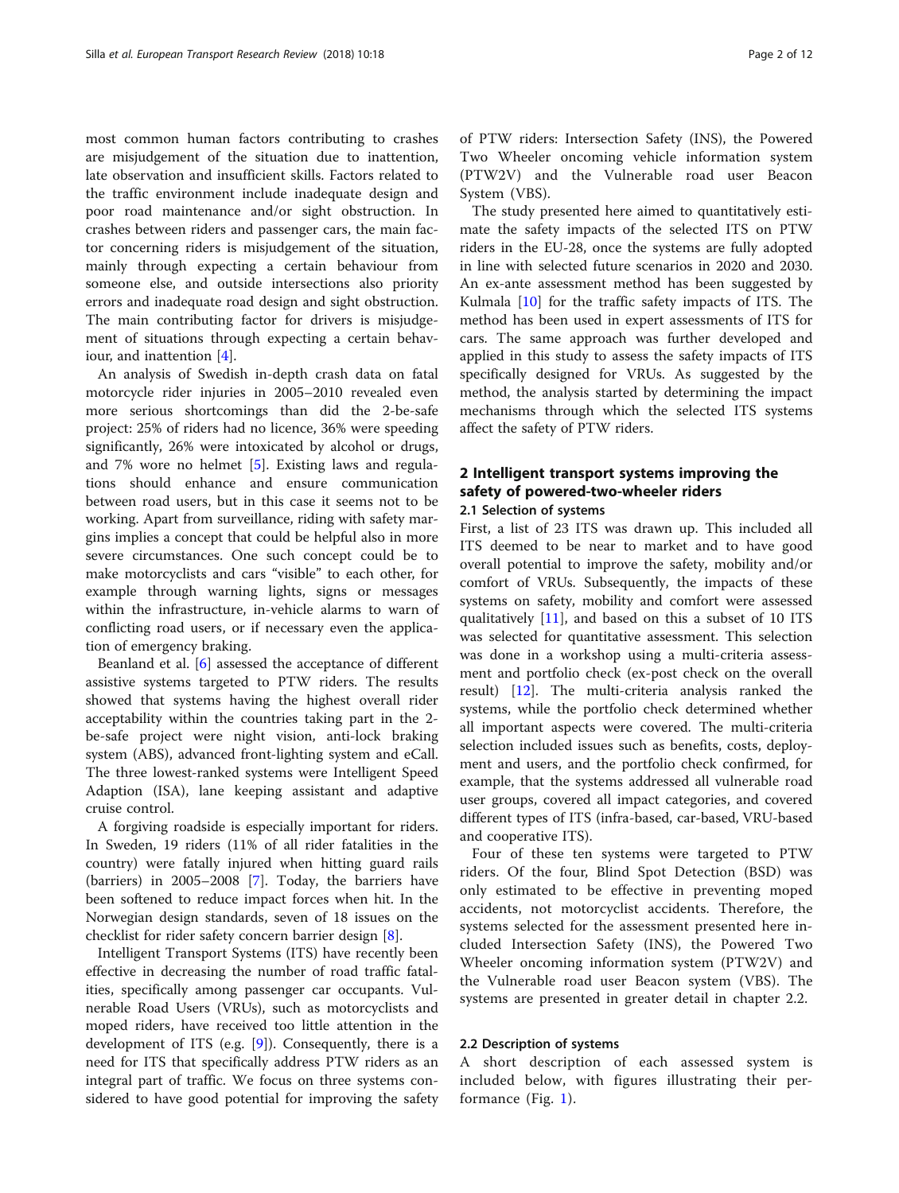most common human factors contributing to crashes are misjudgement of the situation due to inattention, late observation and insufficient skills. Factors related to the traffic environment include inadequate design and poor road maintenance and/or sight obstruction. In crashes between riders and passenger cars, the main factor concerning riders is misjudgement of the situation, mainly through expecting a certain behaviour from someone else, and outside intersections also priority errors and inadequate road design and sight obstruction. The main contributing factor for drivers is misjudgement of situations through expecting a certain behaviour, and inattention [4].

An analysis of Swedish in-depth crash data on fatal motorcycle rider injuries in 2005–2010 revealed even more serious shortcomings than did the 2-be-safe project: 25% of riders had no licence, 36% were speeding significantly, 26% were intoxicated by alcohol or drugs, and 7% wore no helmet [5]. Existing laws and regulations should enhance and ensure communication between road users, but in this case it seems not to be working. Apart from surveillance, riding with safety margins implies a concept that could be helpful also in more severe circumstances. One such concept could be to make motorcyclists and cars "visible" to each other, for example through warning lights, signs or messages within the infrastructure, in-vehicle alarms to warn of conflicting road users, or if necessary even the application of emergency braking.

Beanland et al. [6] assessed the acceptance of different assistive systems targeted to PTW riders. The results showed that systems having the highest overall rider acceptability within the countries taking part in the 2-be-safe project were night vision, anti-lock braking system (ABS), advanced front-lighting system and eCall. The three lowest-ranked systems were Intelligent Speed Adaption (ISA), lane keeping assistant and adaptive cruise control.

A forgiving roadside is especially important for riders. In Sweden, 19 riders (11% of all rider fatalities in the country) were fatally injured when hitting guard rails (barriers) in 2005–2008 [7]. Today, the barriers have been softened to reduce impact forces when hit. In the Norwegian design standards, seven of 18 issues on the checklist for rider safety concern barrier design [8].

Intelligent Transport Systems (ITS) have recently been effective in decreasing the number of road traffic fatalities, specifically among passenger car occupants. Vulnerable Road Users (VRUs), such as motorcyclists and moped riders, have received too little attention in the development of ITS (e.g. [9]). Consequently, there is a need for ITS that specifically address PTW riders as an integral part of traffic. We focus on three systems considered to have good potential for improving the safety of PTW riders: Intersection Safety (INS), the Powered Two Wheeler oncoming vehicle information system (PTW2V) and the Vulnerable road user Beacon System (VBS).

The study presented here aimed to quantitatively estimate the safety impacts of the selected ITS on PTW riders in the EU-28, once the systems are fully adopted in line with selected future scenarios in 2020 and 2030. An ex-ante assessment method has been suggested by Kulmala [10] for the traffic safety impacts of ITS. The method has been used in expert assessments of ITS for cars. The same approach was further developed and applied in this study to assess the safety impacts of ITS specifically designed for VRUs. As suggested by the method, the analysis started by determining the impact mechanisms through which the selected ITS systems affect the safety of PTW riders.

## 2 Intelligent transport systems improving the safety of powered-two-wheeler riders

### 2.1 Selection of systems

First, a list of 23 ITS was drawn up. This included all ITS deemed to be near to market and to have good overall potential to improve the safety, mobility and/or comfort of VRUs. Subsequently, the impacts of these systems on safety, mobility and comfort were assessed qualitatively [11], and based on this a subset of 10 ITS was selected for quantitative assessment. This selection was done in a workshop using a multi-criteria assessment and portfolio check (ex-post check on the overall result) [12]. The multi-criteria analysis ranked the systems, while the portfolio check determined whether all important aspects were covered. The multi-criteria selection included issues such as benefits, costs, deployment and users, and the portfolio check confirmed, for example, that the systems addressed all vulnerable road user groups, covered all impact categories, and covered different types of ITS (infra-based, car-based, VRU-based and cooperative ITS).

Four of these ten systems were targeted to PTW riders. Of the four, Blind Spot Detection (BSD) was only estimated to be effective in preventing moped accidents, not motorcyclist accidents. Therefore, the systems selected for the assessment presented here included Intersection Safety (INS), the Powered Two Wheeler oncoming information system (PTW2V) and the Vulnerable road user Beacon system (VBS). The systems are presented in greater detail in chapter 2.2.

### 2.2 Description of systems

A short description of each assessed system is included below, with figures illustrating their performance (Fig. 1).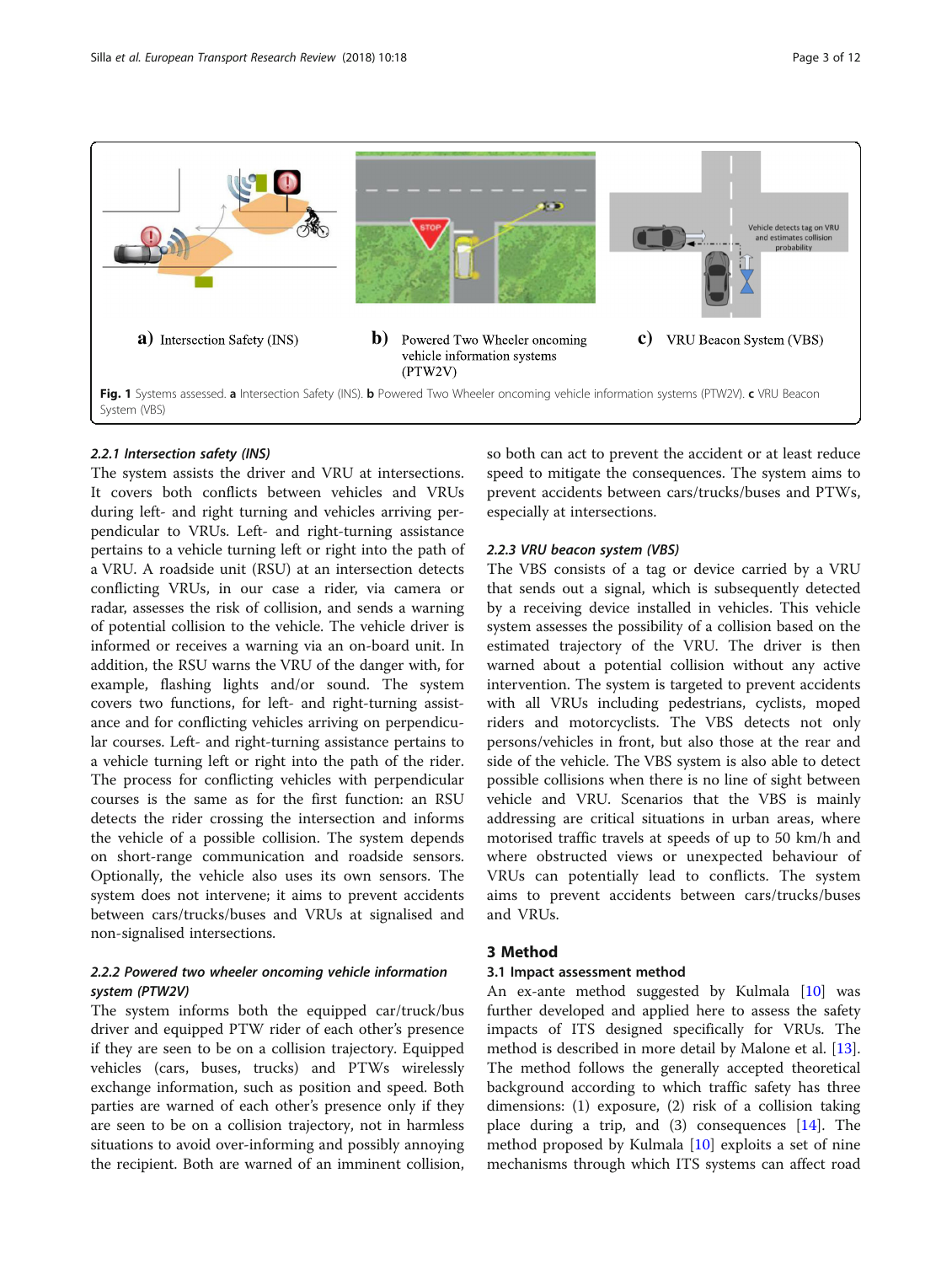a) Intersection Safety (INS)

b) Powered Two Wheeler oncoming vehicle information systems (PTW2V)

c) VRU Beacon System (VBS)

Vehicle detects tag on VRU and estimates collision probability

STOP

**Fig. 1** Systems assessed. **a** Intersection Safety (INS). **b** Powered Two Wheeler oncoming vehicle information systems (PTW2V). **c** VRU Beacon System (VBS)

#### *2.2.1 Intersection safety (INS)*

The system assists the driver and VRU at intersections. It covers both conflicts between vehicles and VRUs during left- and right turning and vehicles arriving perpendicular to VRUs. Left- and right-turning assistance pertains to a vehicle turning left or right into the path of a VRU. A roadside unit (RSU) at an intersection detects conflicting VRUs, in our case a rider, via camera or radar, assesses the risk of collision, and sends a warning of potential collision to the vehicle. The vehicle driver is informed or receives a warning via an on-board unit. In addition, the RSU warns the VRU of the danger with, for example, flashing lights and/or sound. The system covers two functions, for left- and right-turning assistance and for conflicting vehicles arriving on perpendicular courses. Left- and right-turning assistance pertains to a vehicle turning left or right into the path of the rider. The process for conflicting vehicles with perpendicular courses is the same as for the first function: an RSU detects the rider crossing the intersection and informs the vehicle of a possible collision. The system depends on short-range communication and roadside sensors. Optionally, the vehicle also uses its own sensors. The system does not intervene; it aims to prevent accidents between cars/trucks/buses and VRUs at signalised and non-signalised intersections.

#### *2.2.2 Powered two wheeler oncoming vehicle information system (PTW2V)*

The system informs both the equipped car/truck/bus driver and equipped PTW rider of each other's presence if they are seen to be on a collision trajectory. Equipped vehicles (cars, buses, trucks) and PTWs wirelessly exchange information, such as position and speed. Both parties are warned of each other's presence only if they are seen to be on a collision trajectory, not in harmless situations to avoid over-informing and possibly annoying the recipient. Both are warned of an imminent collision, so both can act to prevent the accident or at least reduce speed to mitigate the consequences. The system aims to prevent accidents between cars/trucks/buses and PTWs, especially at intersections.

#### *2.2.3 VRU beacon system (VBS)*

The VBS consists of a tag or device carried by a VRU that sends out a signal, which is subsequently detected by a receiving device installed in vehicles. This vehicle system assesses the possibility of a collision based on the estimated trajectory of the VRU. The driver is then warned about a potential collision without any active intervention. The system is targeted to prevent accidents with all VRUs including pedestrians, cyclists, moped riders and motorcyclists. The VBS detects not only persons/vehicles in front, but also those at the rear and side of the vehicle. The VBS system is also able to detect possible collisions when there is no line of sight between vehicle and VRU. Scenarios that the VBS is mainly addressing are critical situations in urban areas, where motorised traffic travels at speeds of up to 50 km/h and where obstructed views or unexpected behaviour of VRUs can potentially lead to conflicts. The system aims to prevent accidents between cars/trucks/buses and VRUs.

## 3 Method

### 3.1 Impact assessment method

An ex-ante method suggested by Kulmala [10] was further developed and applied here to assess the safety impacts of ITS designed specifically for VRUs. The method is described in more detail by Malone et al. [13]. The method follows the generally accepted theoretical background according to which traffic safety has three dimensions: (1) exposure, (2) risk of a collision taking place during a trip, and (3) consequences [14]. The method proposed by Kulmala [10] exploits a set of nine mechanisms through which ITS systems can affect road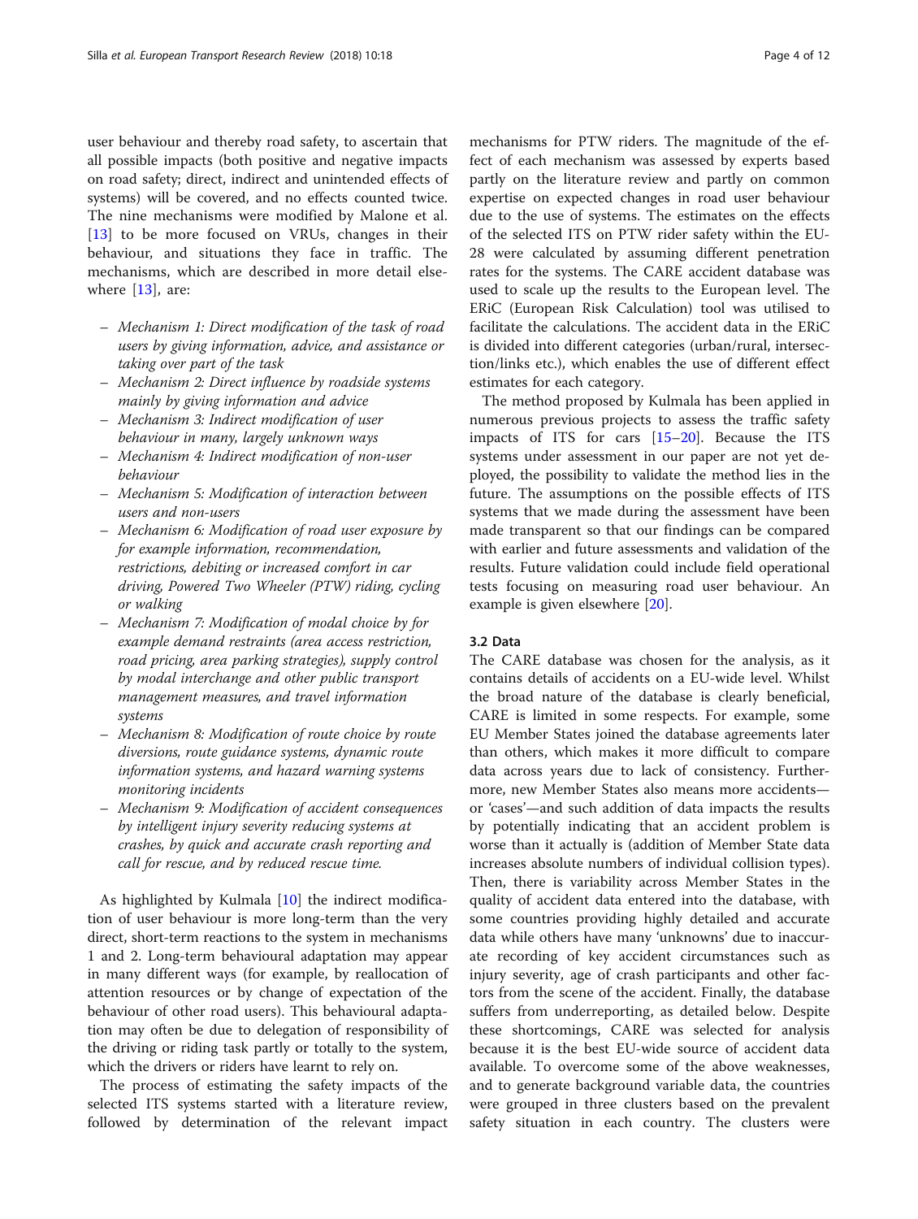user behaviour and thereby road safety, to ascertain that all possible impacts (both positive and negative impacts on road safety; direct, indirect and unintended effects of systems) will be covered, and no effects counted twice. The nine mechanisms were modified by Malone et al. [13] to be more focused on VRUs, changes in their behaviour, and situations they face in traffic. The mechanisms, which are described in more detail elsewhere [13], are:

- *Mechanism 1: Direct modification of the task of road users by giving information, advice, and assistance or taking over part of the task*
- *Mechanism 2: Direct influence by roadside systems mainly by giving information and advice*
- *Mechanism 3: Indirect modification of user behaviour in many, largely unknown ways*
- *Mechanism 4: Indirect modification of non-user behaviour*
- *Mechanism 5: Modification of interaction between users and non-users*
- *Mechanism 6: Modification of road user exposure by for example information, recommendation, restrictions, debiting or increased comfort in car driving, Powered Two Wheeler (PTW) riding, cycling or walking*
- *Mechanism 7: Modification of modal choice by for example demand restraints (area access restriction, road pricing, area parking strategies), supply control by modal interchange and other public transport management measures, and travel information systems*
- *Mechanism 8: Modification of route choice by route diversions, route guidance systems, dynamic route information systems, and hazard warning systems monitoring incidents*
- *Mechanism 9: Modification of accident consequences by intelligent injury severity reducing systems at crashes, by quick and accurate crash reporting and call for rescue, and by reduced rescue time.*

As highlighted by Kulmala [10] the indirect modification of user behaviour is more long-term than the very direct, short-term reactions to the system in mechanisms 1 and 2. Long-term behavioural adaptation may appear in many different ways (for example, by reallocation of attention resources or by change of expectation of the behaviour of other road users). This behavioural adaptation may often be due to delegation of responsibility of the driving or riding task partly or totally to the system, which the drivers or riders have learnt to rely on.

The process of estimating the safety impacts of the selected ITS systems started with a literature review, followed by determination of the relevant impact mechanisms for PTW riders. The magnitude of the effect of each mechanism was assessed by experts based partly on the literature review and partly on common expertise on expected changes in road user behaviour due to the use of systems. The estimates on the effects of the selected ITS on PTW rider safety within the EU-28 were calculated by assuming different penetration rates for the systems. The CARE accident database was used to scale up the results to the European level. The ERiC (European Risk Calculation) tool was utilised to facilitate the calculations. The accident data in the ERiC is divided into different categories (urban/rural, intersection/links etc.), which enables the use of different effect estimates for each category.

The method proposed by Kulmala has been applied in numerous previous projects to assess the traffic safety impacts of ITS for cars [15–20]. Because the ITS systems under assessment in our paper are not yet deployed, the possibility to validate the method lies in the future. The assumptions on the possible effects of ITS systems that we made during the assessment have been made transparent so that our findings can be compared with earlier and future assessments and validation of the results. Future validation could include field operational tests focusing on measuring road user behaviour. An example is given elsewhere [20].

### 3.2 Data

The CARE database was chosen for the analysis, as it contains details of accidents on a EU-wide level. Whilst the broad nature of the database is clearly beneficial, CARE is limited in some respects. For example, some EU Member States joined the database agreements later than others, which makes it more difficult to compare data across years due to lack of consistency. Furthermore, new Member States also means more accidents—or 'cases'—and such addition of data impacts the results by potentially indicating that an accident problem is worse than it actually is (addition of Member State data increases absolute numbers of individual collision types). Then, there is variability across Member States in the quality of accident data entered into the database, with some countries providing highly detailed and accurate data while others have many 'unknowns' due to inaccurate recording of key accident circumstances such as injury severity, age of crash participants and other factors from the scene of the accident. Finally, the database suffers from underreporting, as detailed below. Despite these shortcomings, CARE was selected for analysis because it is the best EU-wide source of accident data available. To overcome some of the above weaknesses, and to generate background variable data, the countries were grouped in three clusters based on the prevalent safety situation in each country. The clusters were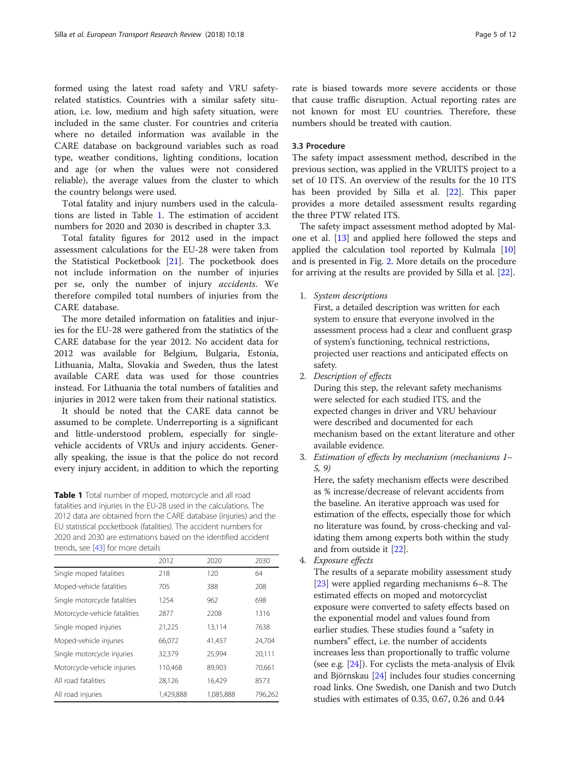formed using the latest road safety and VRU safety-related statistics. Countries with a similar safety situation, i.e. low, medium and high safety situation, were included in the same cluster. For countries and criteria where no detailed information was available in the CARE database on background variables such as road type, weather conditions, lighting conditions, location and age (or when the values were not considered reliable), the average values from the cluster to which the country belongs were used.

Total fatality and injury numbers used in the calculations are listed in Table 1. The estimation of accident numbers for 2020 and 2030 is described in chapter 3.3.

Total fatality figures for 2012 used in the impact assessment calculations for the EU-28 were taken from the Statistical Pocketbook [21]. The pocketbook does not include information on the number of injuries per se, only the number of injury *accidents*. We therefore compiled total numbers of injuries from the CARE database.

The more detailed information on fatalities and injuries for the EU-28 were gathered from the statistics of the CARE database for the year 2012. No accident data for 2012 was available for Belgium, Bulgaria, Estonia, Lithuania, Malta, Slovakia and Sweden, thus the latest available CARE data was used for those countries instead. For Lithuania the total numbers of fatalities and injuries in 2012 were taken from their national statistics.

It should be noted that the CARE data cannot be assumed to be complete. Underreporting is a significant and little-understood problem, especially for single-vehicle accidents of VRUs and injury accidents. Generally speaking, the issue is that the police do not record every injury accident, in addition to which the reporting rate is biased towards more severe accidents or those that cause traffic disruption. Actual reporting rates are not known for most EU countries. Therefore, these numbers should be treated with caution.

**Table 1** Total number of moped, motorcycle and all road fatalities and injuries in the EU-28 used in the calculations. The 2012 data are obtained from the CARE database (injuries) and the EU statistical pocketbook (fatalities). The accident numbers for 2020 and 2030 are estimations based on the identified accident trends, see [43] for more details

| | 2012 | 2020 | 2030 |
|---|---|---|---|
| Single moped fatalities | 218 | 120 | 64 |
| Moped-vehicle fatalities | 705 | 388 | 208 |
| Single motorcycle fatalities | 1254 | 962 | 698 |
| Motorcycle-vehicle fatalities | 2877 | 2208 | 1316 |
| Single moped injuries | 21,225 | 13,114 | 7638 |
| Moped-vehicle injuries | 66,072 | 41,457 | 24,704 |
| Single motorcycle injuries | 32,379 | 25,994 | 20,111 |
| Motorcycle-vehicle injuries | 110,468 | 89,903 | 70,661 |
| All road fatalities | 28,126 | 16,429 | 8573 |
| All road injuries | 1,429,888 | 1,085,888 | 796,262 |

### 3.3 Procedure

The safety impact assessment method, described in the previous section, was applied in the VRUITS project to a set of 10 ITS. An overview of the results for the 10 ITS has been provided by Silla et al. [22]. This paper provides a more detailed assessment results regarding the three PTW related ITS.

The safety impact assessment method adopted by Malone et al. [13] and applied here followed the steps and applied the calculation tool reported by Kulmala [10] and is presented in Fig. 2. More details on the procedure for arriving at the results are provided by Silla et al. [22].

1. *System descriptions*
   First, a detailed description was written for each system to ensure that everyone involved in the assessment process had a clear and confluent grasp of system's functioning, technical restrictions, projected user reactions and anticipated effects on safety.
2. *Description of effects*
   During this step, the relevant safety mechanisms were selected for each studied ITS, and the expected changes in driver and VRU behaviour were described and documented for each mechanism based on the extant literature and other available evidence.
3. *Estimation of effects by mechanism (mechanisms 1–5, 9)*
   Here, the safety mechanism effects were described as % increase/decrease of relevant accidents from the baseline. An iterative approach was used for estimation of the effects, especially those for which no literature was found, by cross-checking and validating them among experts both within the study and from outside it [22].
4. *Exposure effects*
   The results of a separate mobility assessment study [23] were applied regarding mechanisms 6–8. The estimated effects on moped and motorcyclist exposure were converted to safety effects based on the exponential model and values found from earlier studies. These studies found a "safety in numbers" effect, i.e. the number of accidents increases less than proportionally to traffic volume (see e.g. [24]). For cyclists the meta-analysis of Elvik and Björnskau [24] includes four studies concerning road links. One Swedish, one Danish and two Dutch studies with estimates of 0.35, 0.67, 0.26 and 0.44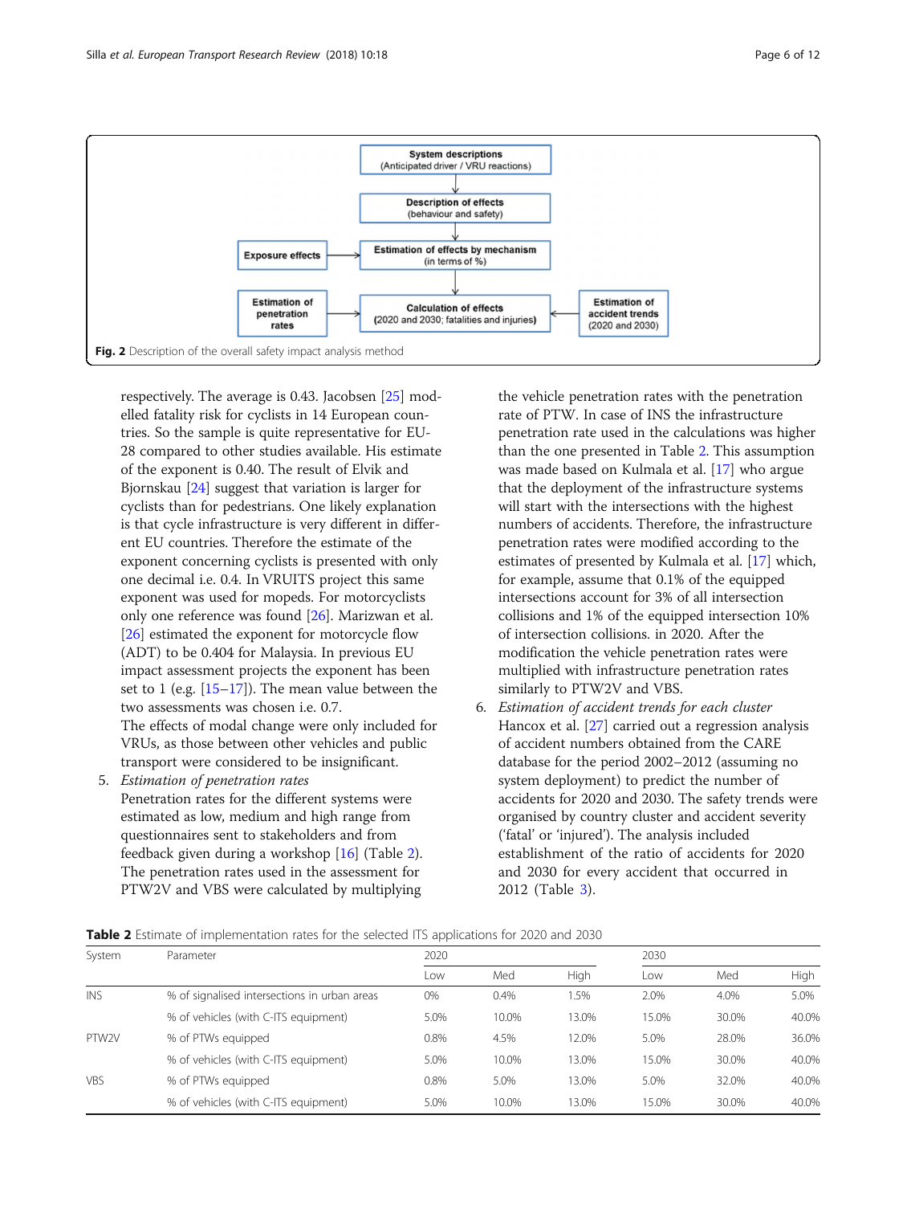System descriptions
(Anticipated driver / VRU reactions)

Description of effects
(behaviour and safety)

Exposure effects

Estimation of effects by mechanism
(in terms of %)

Estimation of penetration rates

Calculation of effects
(2020 and 2030; fatalities and injuries)

Estimation of accident trends
(2020 and 2030)

**Fig. 2** Description of the overall safety impact analysis method

respectively. The average is 0.43. Jacobsen [25] modelled fatality risk for cyclists in 14 European countries. So the sample is quite representative for EU-28 compared to other studies available. His estimate of the exponent is 0.40. The result of Elvik and Bjornskau [24] suggest that variation is larger for cyclists than for pedestrians. One likely explanation is that cycle infrastructure is very different in different EU countries. Therefore the estimate of the exponent concerning cyclists is presented with only one decimal i.e. 0.4. In VRUITS project this same exponent was used for mopeds. For motorcyclists only one reference was found [26]. Marizwan et al. [26] estimated the exponent for motorcycle flow (ADT) to be 0.404 for Malaysia. In previous EU impact assessment projects the exponent has been set to 1 (e.g. [15–17]). The mean value between the two assessments was chosen i.e. 0.7.
The effects of modal change were only included for VRUs, as those between other vehicles and public transport were considered to be insignificant.

5. *Estimation of penetration rates*
Penetration rates for the different systems were estimated as low, medium and high range from questionnaires sent to stakeholders and from feedback given during a workshop [16] (Table 2). The penetration rates used in the assessment for PTW2V and VBS were calculated by multiplying the vehicle penetration rates with the penetration rate of PTW. In case of INS the infrastructure penetration rate used in the calculations was higher than the one presented in Table 2. This assumption was made based on Kulmala et al. [17] who argue that the deployment of the infrastructure systems will start with the intersections with the highest numbers of accidents. Therefore, the infrastructure penetration rates were modified according to the estimates of presented by Kulmala et al. [17] which, for example, assume that 0.1% of the equipped intersections account for 3% of all intersection collisions and 1% of the equipped intersection 10% of intersection collisions. in 2020. After the modification the vehicle penetration rates were multiplied with infrastructure penetration rates similarly to PTW2V and VBS.

6. *Estimation of accident trends for each cluster*
Hancox et al. [27] carried out a regression analysis of accident numbers obtained from the CARE database for the period 2002–2012 (assuming no system deployment) to predict the number of accidents for 2020 and 2030. The safety trends were organised by country cluster and accident severity ('fatal' or 'injured'). The analysis included establishment of the ratio of accidents for 2020 and 2030 for every accident that occurred in 2012 (Table 3).

**Table 2** Estimate of implementation rates for the selected ITS applications for 2020 and 2030

| System | Parameter | 2020 | | | 2030 | | |
|---|---|---|---|---|---|---|---|
| | | Low | Med | High | Low | Med | High |
| INS | % of signalised intersections in urban areas | 0% | 0.4% | 1.5% | 2.0% | 4.0% | 5.0% |
| | % of vehicles (with C-ITS equipment) | 5.0% | 10.0% | 13.0% | 15.0% | 30.0% | 40.0% |
| PTW2V | % of PTWs equipped | 0.8% | 4.5% | 12.0% | 5.0% | 28.0% | 36.0% |
| | % of vehicles (with C-ITS equipment) | 5.0% | 10.0% | 13.0% | 15.0% | 30.0% | 40.0% |
| VBS | % of PTWs equipped | 0.8% | 5.0% | 13.0% | 5.0% | 32.0% | 40.0% |
| | % of vehicles (with C-ITS equipment) | 5.0% | 10.0% | 13.0% | 15.0% | 30.0% | 40.0% |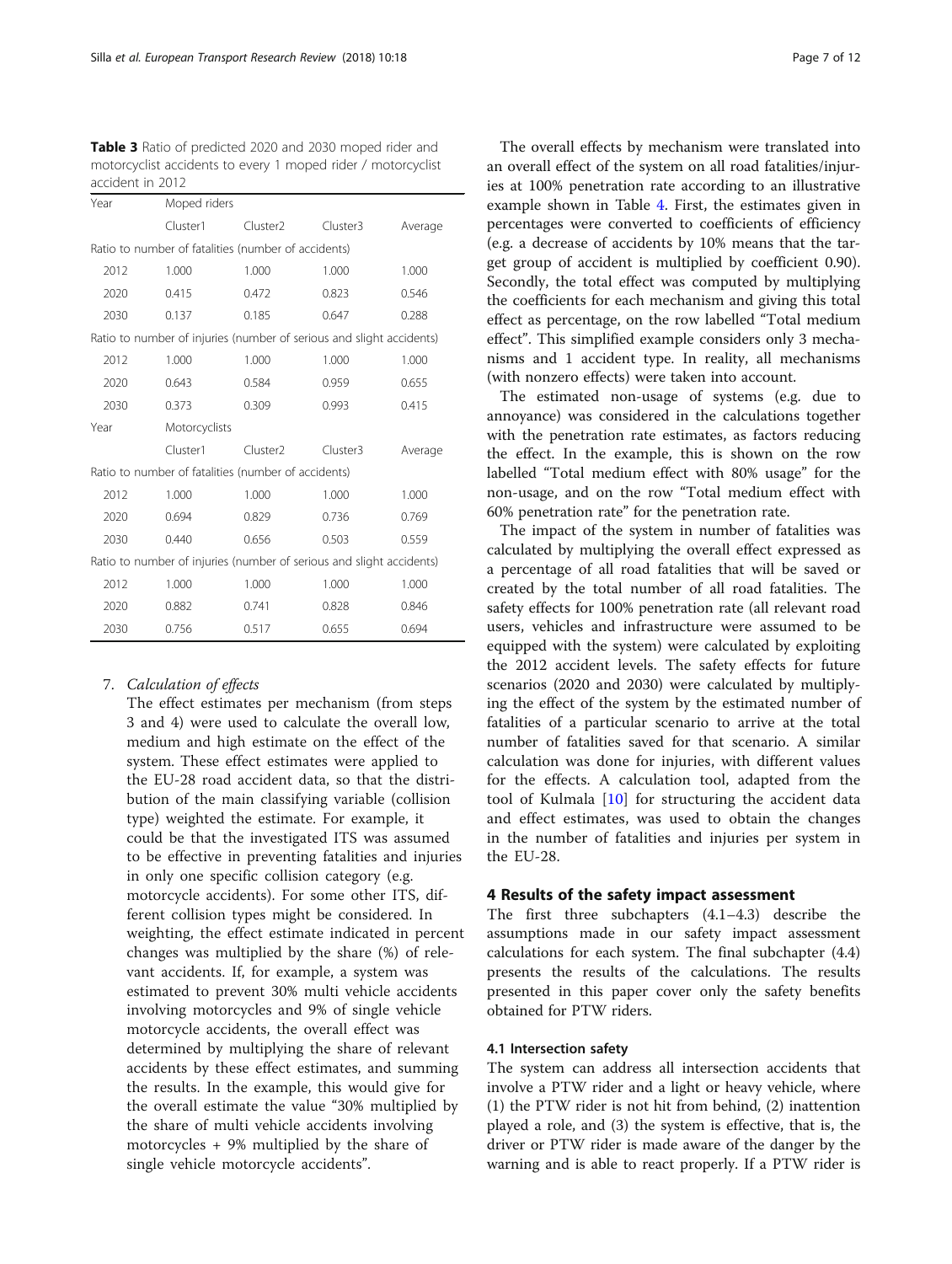**Table 3** Ratio of predicted 2020 and 2030 moped rider and motorcyclist accidents to every 1 moped rider / motorcyclist accident in 2012

| Year | Moped riders | | | |
|---|---|---|---|---|
| | Cluster1 | Cluster2 | Cluster3 | Average |
| Ratio to number of fatalities (number of accidents) | | | | |
| 2012 | 1.000 | 1.000 | 1.000 | 1.000 |
| 2020 | 0.415 | 0.472 | 0.823 | 0.546 |
| 2030 | 0.137 | 0.185 | 0.647 | 0.288 |
| Ratio to number of injuries (number of serious and slight accidents) | | | | |
| 2012 | 1.000 | 1.000 | 1.000 | 1.000 |
| 2020 | 0.643 | 0.584 | 0.959 | 0.655 |
| 2030 | 0.373 | 0.309 | 0.993 | 0.415 |
| Year | Motorcyclists | | | |
| | Cluster1 | Cluster2 | Cluster3 | Average |
| Ratio to number of fatalities (number of accidents) | | | | |
| 2012 | 1.000 | 1.000 | 1.000 | 1.000 |
| 2020 | 0.694 | 0.829 | 0.736 | 0.769 |
| 2030 | 0.440 | 0.656 | 0.503 | 0.559 |
| Ratio to number of injuries (number of serious and slight accidents) | | | | |
| 2012 | 1.000 | 1.000 | 1.000 | 1.000 |
| 2020 | 0.882 | 0.741 | 0.828 | 0.846 |
| 2030 | 0.756 | 0.517 | 0.655 | 0.694 |

7. *Calculation of effects*

   The effect estimates per mechanism (from steps 3 and 4) were used to calculate the overall low, medium and high estimate on the effect of the system. These effect estimates were applied to the EU-28 road accident data, so that the distribution of the main classifying variable (collision type) weighted the estimate. For example, it could be that the investigated ITS was assumed to be effective in preventing fatalities and injuries in only one specific collision category (e.g. motorcycle accidents). For some other ITS, different collision types might be considered. In weighting, the effect estimate indicated in percent changes was multiplied by the share (%) of relevant accidents. If, for example, a system was estimated to prevent 30% multi vehicle accidents involving motorcycles and 9% of single vehicle motorcycle accidents, the overall effect was determined by multiplying the share of relevant accidents by these effect estimates, and summing the results. In the example, this would give for the overall estimate the value "30% multiplied by the share of multi vehicle accidents involving motorcycles + 9% multiplied by the share of single vehicle motorcycle accidents".

The overall effects by mechanism were translated into an overall effect of the system on all road fatalities/injuries at 100% penetration rate according to an illustrative example shown in Table 4. First, the estimates given in percentages were converted to coefficients of efficiency (e.g. a decrease of accidents by 10% means that the target group of accident is multiplied by coefficient 0.90). Secondly, the total effect was computed by multiplying the coefficients for each mechanism and giving this total effect as percentage, on the row labelled "Total medium effect". This simplified example considers only 3 mechanisms and 1 accident type. In reality, all mechanisms (with nonzero effects) were taken into account.

The estimated non-usage of systems (e.g. due to annoyance) was considered in the calculations together with the penetration rate estimates, as factors reducing the effect. In the example, this is shown on the row labelled "Total medium effect with 80% usage" for the non-usage, and on the row "Total medium effect with 60% penetration rate" for the penetration rate.

The impact of the system in number of fatalities was calculated by multiplying the overall effect expressed as a percentage of all road fatalities that will be saved or created by the total number of all road fatalities. The safety effects for 100% penetration rate (all relevant road users, vehicles and infrastructure were assumed to be equipped with the system) were calculated by exploiting the 2012 accident levels. The safety effects for future scenarios (2020 and 2030) were calculated by multiplying the effect of the system by the estimated number of fatalities of a particular scenario to arrive at the total number of fatalities saved for that scenario. A similar calculation was done for injuries, with different values for the effects. A calculation tool, adapted from the tool of Kulmala [10] for structuring the accident data and effect estimates, was used to obtain the changes in the number of fatalities and injuries per system in the EU-28.

## 4 Results of the safety impact assessment

The first three subchapters (4.1–4.3) describe the assumptions made in our safety impact assessment calculations for each system. The final subchapter (4.4) presents the results of the calculations. The results presented in this paper cover only the safety benefits obtained for PTW riders.

### 4.1 Intersection safety

The system can address all intersection accidents that involve a PTW rider and a light or heavy vehicle, where (1) the PTW rider is not hit from behind, (2) inattention played a role, and (3) the system is effective, that is, the driver or PTW rider is made aware of the danger by the warning and is able to react properly. If a PTW rider is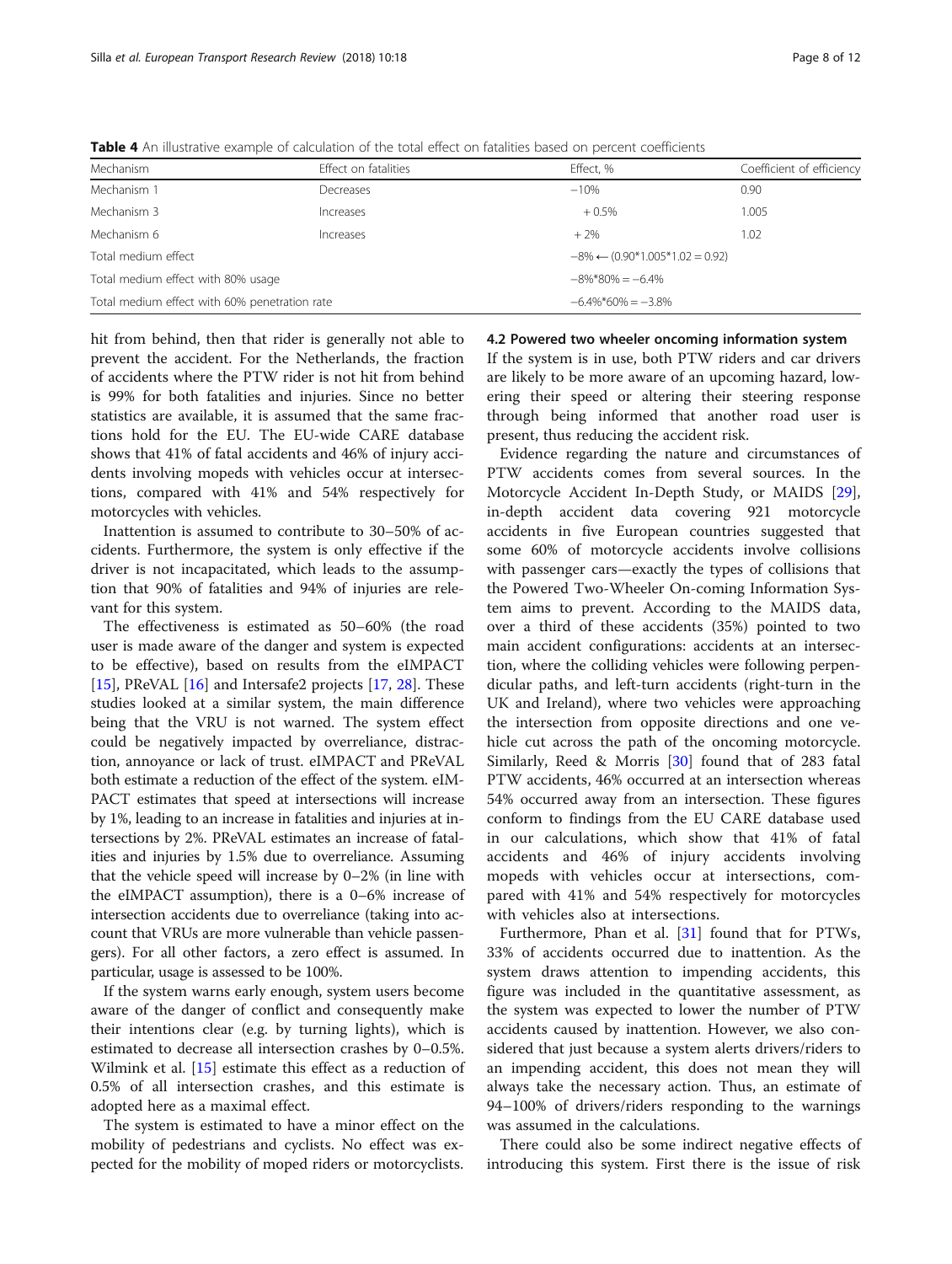**Table 4** An illustrative example of calculation of the total effect on fatalities based on percent coefficients

| Mechanism | Effect on fatalities | Effect, % | Coefficient of efficiency |
|---|---|---|---|
| Mechanism 1 | Decreases | −10% | 0.90 |
| Mechanism 3 | Increases | + 0.5% | 1.005 |
| Mechanism 6 | Increases | + 2% | 1.02 |
| Total medium effect | | −8% ← (0.90*1.005*1.02 = 0.92) | |
| Total medium effect with 80% usage | | −8%*80% = −6.4% | |
| Total medium effect with 60% penetration rate | | −6.4%*60% = −3.8% | |

hit from behind, then that rider is generally not able to prevent the accident. For the Netherlands, the fraction of accidents where the PTW rider is not hit from behind is 99% for both fatalities and injuries. Since no better statistics are available, it is assumed that the same fractions hold for the EU. The EU-wide CARE database shows that 41% of fatal accidents and 46% of injury accidents involving mopeds with vehicles occur at intersections, compared with 41% and 54% respectively for motorcycles with vehicles.

Inattention is assumed to contribute to 30–50% of accidents. Furthermore, the system is only effective if the driver is not incapacitated, which leads to the assumption that 90% of fatalities and 94% of injuries are relevant for this system.

The effectiveness is estimated as 50–60% (the road user is made aware of the danger and system is expected to be effective), based on results from the eIMPACT [15], PReVAL [16] and Intersafe2 projects [17, 28]. These studies looked at a similar system, the main difference being that the VRU is not warned. The system effect could be negatively impacted by overreliance, distraction, annoyance or lack of trust. eIMPACT and PReVAL both estimate a reduction of the effect of the system. eIMPACT estimates that speed at intersections will increase by 1%, leading to an increase in fatalities and injuries at intersections by 2%. PReVAL estimates an increase of fatalities and injuries by 1.5% due to overreliance. Assuming that the vehicle speed will increase by 0–2% (in line with the eIMPACT assumption), there is a 0–6% increase of intersection accidents due to overreliance (taking into account that VRUs are more vulnerable than vehicle passengers). For all other factors, a zero effect is assumed. In particular, usage is assessed to be 100%.

If the system warns early enough, system users become aware of the danger of conflict and consequently make their intentions clear (e.g. by turning lights), which is estimated to decrease all intersection crashes by 0–0.5%. Wilmink et al. [15] estimate this effect as a reduction of 0.5% of all intersection crashes, and this estimate is adopted here as a maximal effect.

The system is estimated to have a minor effect on the mobility of pedestrians and cyclists. No effect was expected for the mobility of moped riders or motorcyclists.

### 4.2 Powered two wheeler oncoming information system

If the system is in use, both PTW riders and car drivers are likely to be more aware of an upcoming hazard, lowering their speed or altering their steering response through being informed that another road user is present, thus reducing the accident risk.

Evidence regarding the nature and circumstances of PTW accidents comes from several sources. In the Motorcycle Accident In-Depth Study, or MAIDS [29], in-depth accident data covering 921 motorcycle accidents in five European countries suggested that some 60% of motorcycle accidents involve collisions with passenger cars—exactly the types of collisions that the Powered Two-Wheeler On-coming Information System aims to prevent. According to the MAIDS data, over a third of these accidents (35%) pointed to two main accident configurations: accidents at an intersection, where the colliding vehicles were following perpendicular paths, and left-turn accidents (right-turn in the UK and Ireland), where two vehicles were approaching the intersection from opposite directions and one vehicle cut across the path of the oncoming motorcycle. Similarly, Reed & Morris [30] found that of 283 fatal PTW accidents, 46% occurred at an intersection whereas 54% occurred away from an intersection. These figures conform to findings from the EU CARE database used in our calculations, which show that 41% of fatal accidents and 46% of injury accidents involving mopeds with vehicles occur at intersections, compared with 41% and 54% respectively for motorcycles with vehicles also at intersections.

Furthermore, Phan et al. [31] found that for PTWs, 33% of accidents occurred due to inattention. As the system draws attention to impending accidents, this figure was included in the quantitative assessment, as the system was expected to lower the number of PTW accidents caused by inattention. However, we also considered that just because a system alerts drivers/riders to an impending accident, this does not mean they will always take the necessary action. Thus, an estimate of 94–100% of drivers/riders responding to the warnings was assumed in the calculations.

There could also be some indirect negative effects of introducing this system. First there is the issue of risk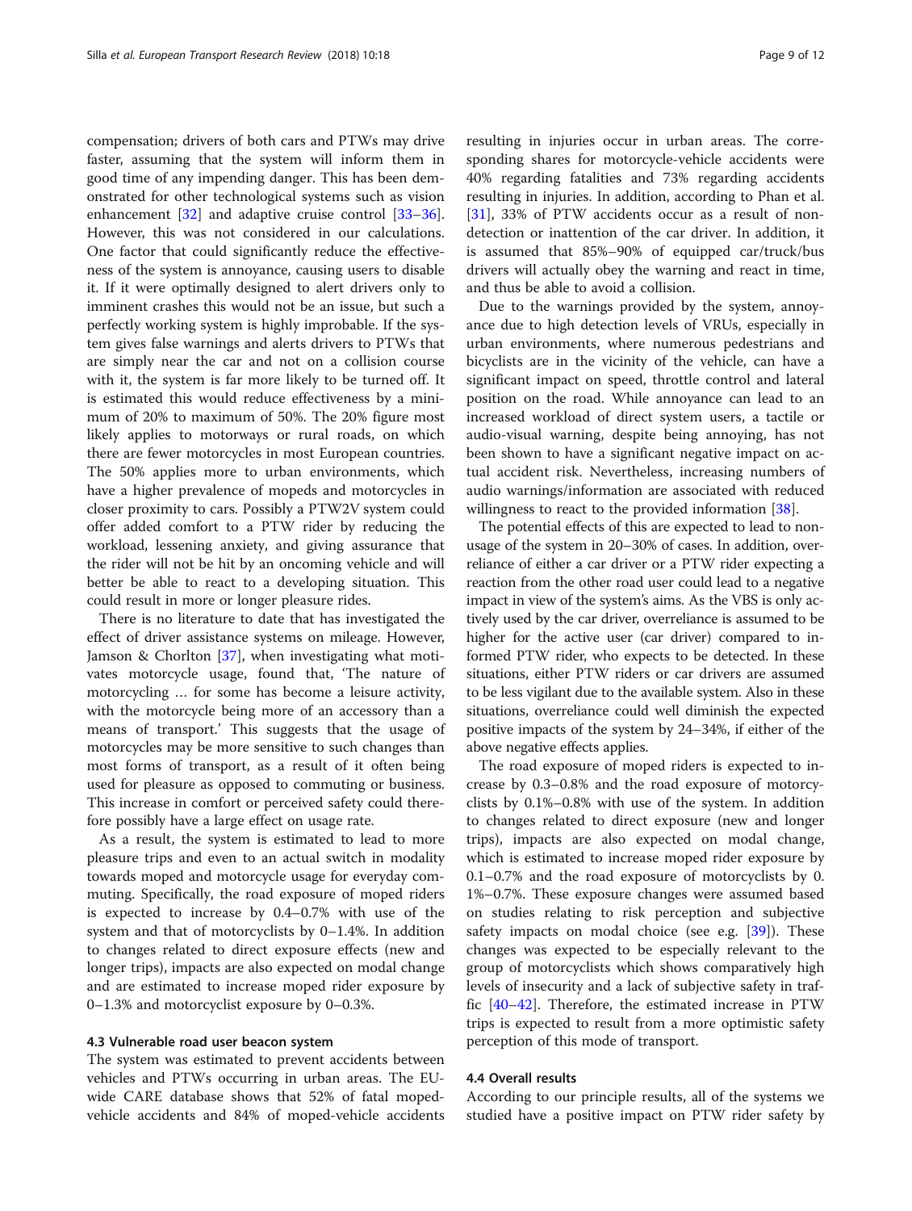compensation; drivers of both cars and PTWs may drive faster, assuming that the system will inform them in good time of any impending danger. This has been demonstrated for other technological systems such as vision enhancement [32] and adaptive cruise control [33–36]. However, this was not considered in our calculations. One factor that could significantly reduce the effectiveness of the system is annoyance, causing users to disable it. If it were optimally designed to alert drivers only to imminent crashes this would not be an issue, but such a perfectly working system is highly improbable. If the system gives false warnings and alerts drivers to PTWs that are simply near the car and not on a collision course with it, the system is far more likely to be turned off. It is estimated this would reduce effectiveness by a minimum of 20% to maximum of 50%. The 20% figure most likely applies to motorways or rural roads, on which there are fewer motorcycles in most European countries. The 50% applies more to urban environments, which have a higher prevalence of mopeds and motorcycles in closer proximity to cars. Possibly a PTW2V system could offer added comfort to a PTW rider by reducing the workload, lessening anxiety, and giving assurance that the rider will not be hit by an oncoming vehicle and will better be able to react to a developing situation. This could result in more or longer pleasure rides.

There is no literature to date that has investigated the effect of driver assistance systems on mileage. However, Jamson & Chorlton [37], when investigating what motivates motorcycle usage, found that, 'The nature of motorcycling … for some has become a leisure activity, with the motorcycle being more of an accessory than a means of transport.' This suggests that the usage of motorcycles may be more sensitive to such changes than most forms of transport, as a result of it often being used for pleasure as opposed to commuting or business. This increase in comfort or perceived safety could therefore possibly have a large effect on usage rate.

As a result, the system is estimated to lead to more pleasure trips and even to an actual switch in modality towards moped and motorcycle usage for everyday commuting. Specifically, the road exposure of moped riders is expected to increase by 0.4–0.7% with use of the system and that of motorcyclists by 0–1.4%. In addition to changes related to direct exposure effects (new and longer trips), impacts are also expected on modal change and are estimated to increase moped rider exposure by 0–1.3% and motorcyclist exposure by 0–0.3%.

### 4.3 Vulnerable road user beacon system

The system was estimated to prevent accidents between vehicles and PTWs occurring in urban areas. The EU-wide CARE database shows that 52% of fatal moped-vehicle accidents and 84% of moped-vehicle accidents resulting in injuries occur in urban areas. The corresponding shares for motorcycle-vehicle accidents were 40% regarding fatalities and 73% regarding accidents resulting in injuries. In addition, according to Phan et al. [31], 33% of PTW accidents occur as a result of non-detection or inattention of the car driver. In addition, it is assumed that 85%–90% of equipped car/truck/bus drivers will actually obey the warning and react in time, and thus be able to avoid a collision.

Due to the warnings provided by the system, annoyance due to high detection levels of VRUs, especially in urban environments, where numerous pedestrians and bicyclists are in the vicinity of the vehicle, can have a significant impact on speed, throttle control and lateral position on the road. While annoyance can lead to an increased workload of direct system users, a tactile or audio-visual warning, despite being annoying, has not been shown to have a significant negative impact on actual accident risk. Nevertheless, increasing numbers of audio warnings/information are associated with reduced willingness to react to the provided information [38].

The potential effects of this are expected to lead to non-usage of the system in 20–30% of cases. In addition, overreliance of either a car driver or a PTW rider expecting a reaction from the other road user could lead to a negative impact in view of the system's aims. As the VBS is only actively used by the car driver, overreliance is assumed to be higher for the active user (car driver) compared to informed PTW rider, who expects to be detected. In these situations, either PTW riders or car drivers are assumed to be less vigilant due to the available system. Also in these situations, overreliance could well diminish the expected positive impacts of the system by 24–34%, if either of the above negative effects applies.

The road exposure of moped riders is expected to increase by 0.3–0.8% and the road exposure of motorcyclists by 0.1%–0.8% with use of the system. In addition to changes related to direct exposure (new and longer trips), impacts are also expected on modal change, which is estimated to increase moped rider exposure by 0.1–0.7% and the road exposure of motorcyclists by 0.1%–0.7%. These exposure changes were assumed based on studies relating to risk perception and subjective safety impacts on modal choice (see e.g. [39]). These changes was expected to be especially relevant to the group of motorcyclists which shows comparatively high levels of insecurity and a lack of subjective safety in traffic [40–42]. Therefore, the estimated increase in PTW trips is expected to result from a more optimistic safety perception of this mode of transport.

### 4.4 Overall results

According to our principle results, all of the systems we studied have a positive impact on PTW rider safety by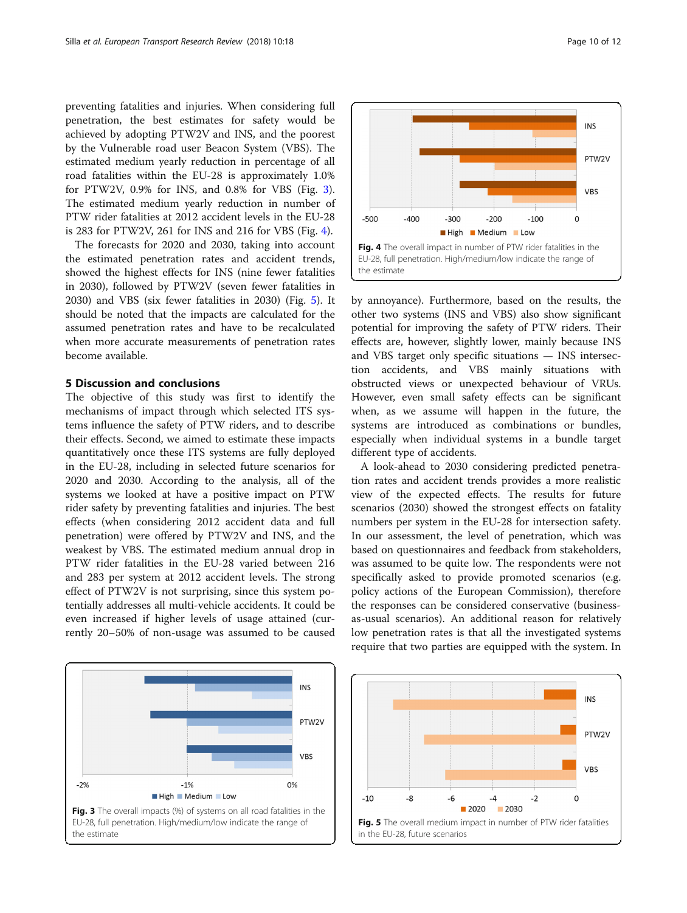preventing fatalities and injuries. When considering full penetration, the best estimates for safety would be achieved by adopting PTW2V and INS, and the poorest by the Vulnerable road user Beacon System (VBS). The estimated medium yearly reduction in percentage of all road fatalities within the EU-28 is approximately 1.0% for PTW2V, 0.9% for INS, and 0.8% for VBS (Fig. 3). The estimated medium yearly reduction in number of PTW rider fatalities at 2012 accident levels in the EU-28 is 283 for PTW2V, 261 for INS and 216 for VBS (Fig. 4).

The forecasts for 2020 and 2030, taking into account the estimated penetration rates and accident trends, showed the highest effects for INS (nine fewer fatalities in 2030), followed by PTW2V (seven fewer fatalities in 2030) and VBS (six fewer fatalities in 2030) (Fig. 5). It should be noted that the impacts are calculated for the assumed penetration rates and have to be recalculated when more accurate measurements of penetration rates become available.

## 5 Discussion and conclusions

The objective of this study was first to identify the mechanisms of impact through which selected ITS systems influence the safety of PTW riders, and to describe their effects. Second, we aimed to estimate these impacts quantitatively once these ITS systems are fully deployed in the EU-28, including in selected future scenarios for 2020 and 2030. According to the analysis, all of the systems we looked at have a positive impact on PTW rider safety by preventing fatalities and injuries. The best effects (when considering 2012 accident data and full penetration) were offered by PTW2V and INS, and the weakest by VBS. The estimated medium annual drop in PTW rider fatalities in the EU-28 varied between 216 and 283 per system at 2012 accident levels. The strong effect of PTW2V is not surprising, since this system potentially addresses all multi-vehicle accidents. It could be even increased if higher levels of usage attained (currently 20–50% of non-usage was assumed to be caused by annoyance). Furthermore, based on the results, the other two systems (INS and VBS) also show significant potential for improving the safety of PTW riders. Their effects are, however, slightly lower, mainly because INS and VBS target only specific situations — INS intersection accidents, and VBS mainly situations with obstructed views or unexpected behaviour of VRUs. However, even small safety effects can be significant when, as we assume will happen in the future, the systems are introduced as combinations or bundles, especially when individual systems in a bundle target different type of accidents.

A look-ahead to 2030 considering predicted penetration rates and accident trends provides a more realistic view of the expected effects. The results for future scenarios (2030) showed the strongest effects on fatality numbers per system in the EU-28 for intersection safety. In our assessment, the level of penetration, which was based on questionnaires and feedback from stakeholders, was assumed to be quite low. The respondents were not specifically asked to provide promoted scenarios (e.g. policy actions of the European Commission), therefore the responses can be considered conservative (business-as-usual scenarios). An additional reason for relatively low penetration rates is that all the investigated systems require that two parties are equipped with the system. In

**Fig. 3** The overall impacts (%) of systems on all road fatalities in the EU-28, full penetration. High/medium/low indicate the range of the estimate

**Fig. 4** The overall impact in number of PTW rider fatalities in the EU-28, full penetration. High/medium/low indicate the range of the estimate

**Fig. 5** The overall medium impact in number of PTW rider fatalities in the EU-28, future scenarios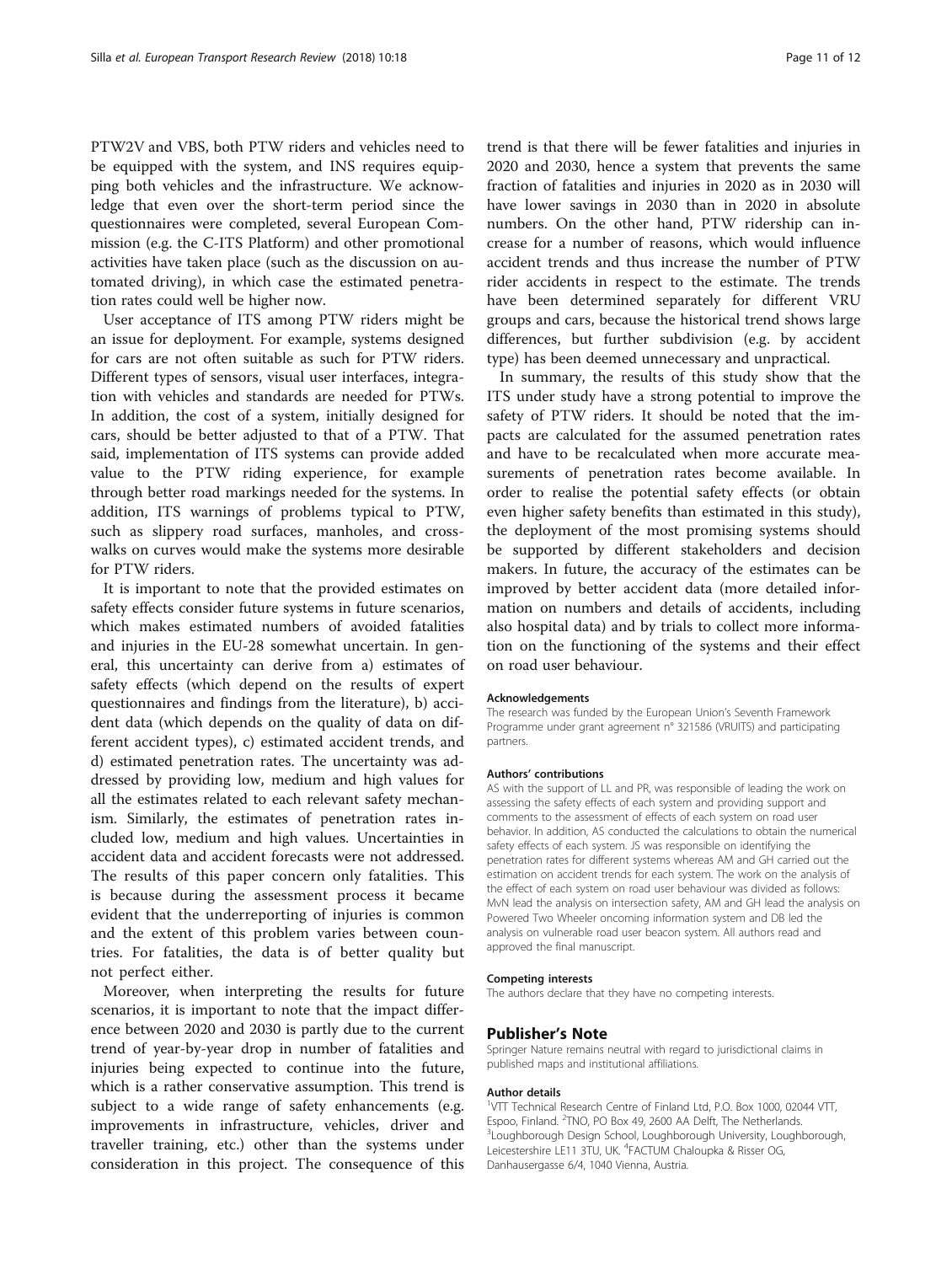PTW2V and VBS, both PTW riders and vehicles need to be equipped with the system, and INS requires equipping both vehicles and the infrastructure. We acknowledge that even over the short-term period since the questionnaires were completed, several European Commission (e.g. the C-ITS Platform) and other promotional activities have taken place (such as the discussion on automated driving), in which case the estimated penetration rates could well be higher now.

User acceptance of ITS among PTW riders might be an issue for deployment. For example, systems designed for cars are not often suitable as such for PTW riders. Different types of sensors, visual user interfaces, integration with vehicles and standards are needed for PTWs. In addition, the cost of a system, initially designed for cars, should be better adjusted to that of a PTW. That said, implementation of ITS systems can provide added value to the PTW riding experience, for example through better road markings needed for the systems. In addition, ITS warnings of problems typical to PTW, such as slippery road surfaces, manholes, and crosswalks on curves would make the systems more desirable for PTW riders.

It is important to note that the provided estimates on safety effects consider future systems in future scenarios, which makes estimated numbers of avoided fatalities and injuries in the EU-28 somewhat uncertain. In general, this uncertainty can derive from a) estimates of safety effects (which depend on the results of expert questionnaires and findings from the literature), b) accident data (which depends on the quality of data on different accident types), c) estimated accident trends, and d) estimated penetration rates. The uncertainty was addressed by providing low, medium and high values for all the estimates related to each relevant safety mechanism. Similarly, the estimates of penetration rates included low, medium and high values. Uncertainties in accident data and accident forecasts were not addressed. The results of this paper concern only fatalities. This is because during the assessment process it became evident that the underreporting of injuries is common and the extent of this problem varies between countries. For fatalities, the data is of better quality but not perfect either.

Moreover, when interpreting the results for future scenarios, it is important to note that the impact difference between 2020 and 2030 is partly due to the current trend of year-by-year drop in number of fatalities and injuries being expected to continue into the future, which is a rather conservative assumption. This trend is subject to a wide range of safety enhancements (e.g. improvements in infrastructure, vehicles, driver and traveller training, etc.) other than the systems under consideration in this project. The consequence of this trend is that there will be fewer fatalities and injuries in 2020 and 2030, hence a system that prevents the same fraction of fatalities and injuries in 2020 as in 2030 will have lower savings in 2030 than in 2020 in absolute numbers. On the other hand, PTW ridership can increase for a number of reasons, which would influence accident trends and thus increase the number of PTW rider accidents in respect to the estimate. The trends have been determined separately for different VRU groups and cars, because the historical trend shows large differences, but further subdivision (e.g. by accident type) has been deemed unnecessary and unpractical.

In summary, the results of this study show that the ITS under study have a strong potential to improve the safety of PTW riders. It should be noted that the impacts are calculated for the assumed penetration rates and have to be recalculated when more accurate measurements of penetration rates become available. In order to realise the potential safety effects (or obtain even higher safety benefits than estimated in this study), the deployment of the most promising systems should be supported by different stakeholders and decision makers. In future, the accuracy of the estimates can be improved by better accident data (more detailed information on numbers and details of accidents, including also hospital data) and by trials to collect more information on the functioning of the systems and their effect on road user behaviour.

#### Acknowledgements

The research was funded by the European Union's Seventh Framework Programme under grant agreement n° 321586 (VRUITS) and participating partners.

#### Authors' contributions

AS with the support of LL and PR, was responsible of leading the work on assessing the safety effects of each system and providing support and comments to the assessment of effects of each system on road user behavior. In addition, AS conducted the calculations to obtain the numerical safety effects of each system. JS was responsible on identifying the penetration rates for different systems whereas AM and GH carried out the estimation on accident trends for each system. The work on the analysis of the effect of each system on road user behaviour was divided as follows: MvN lead the analysis on intersection safety, AM and GH lead the analysis on Powered Two Wheeler oncoming information system and DB led the analysis on vulnerable road user beacon system. All authors read and approved the final manuscript.

#### Competing interests

The authors declare that they have no competing interests.

## Publisher's Note

Springer Nature remains neutral with regard to jurisdictional claims in published maps and institutional affiliations.

#### Author details

[1]VTT Technical Research Centre of Finland Ltd, P.O. Box 1000, 02044 VTT, Espoo, Finland. [2]TNO, PO Box 49, 2600 AA Delft, The Netherlands. [3]Loughborough Design School, Loughborough University, Loughborough, Leicestershire LE11 3TU, UK. [4]FACTUM Chaloupka & Risser OG, Danhausergasse 6/4, 1040 Vienna, Austria.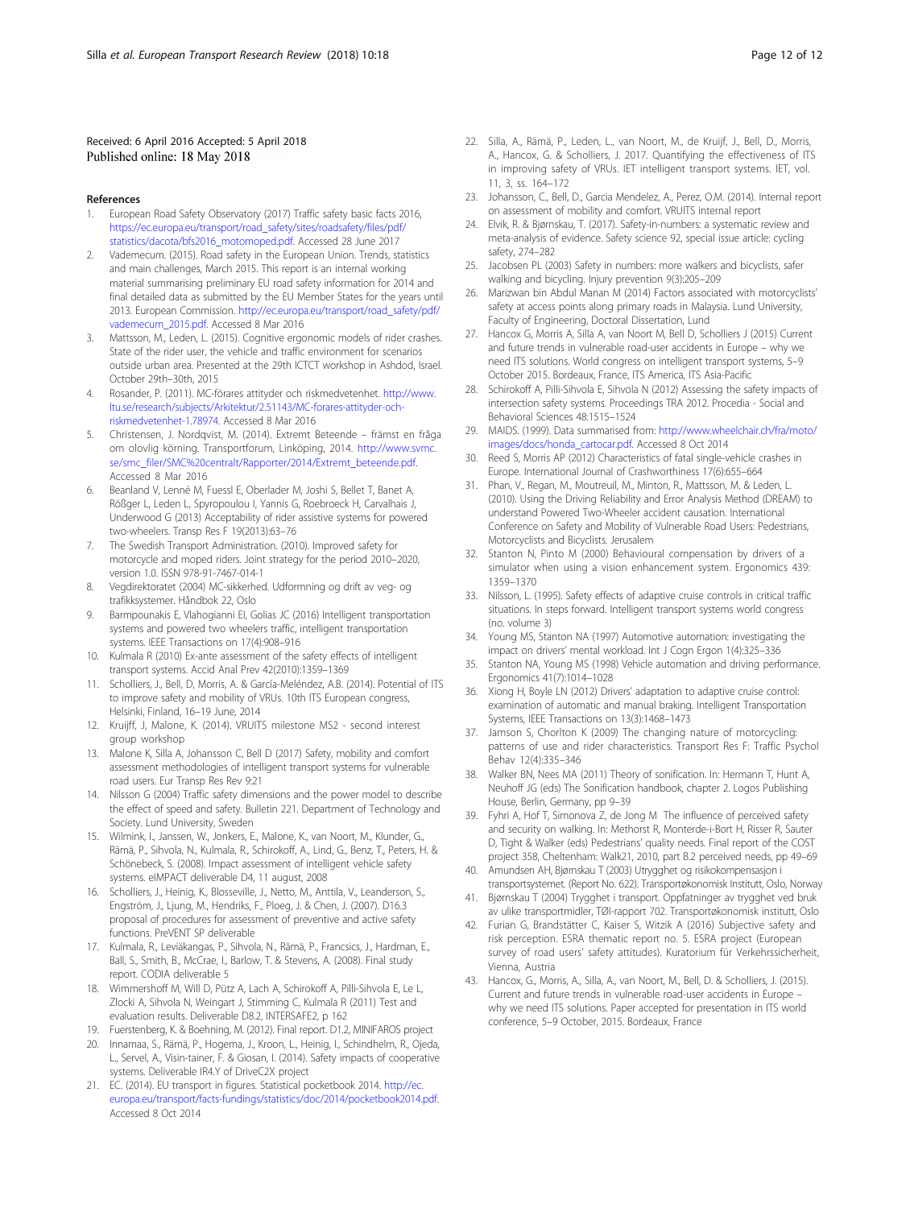Received: 6 April 2016 Accepted: 5 April 2018
Published online: 18 May 2018

## References

1. European Road Safety Observatory (2017) Traffic safety basic facts 2016, https://ec.europa.eu/transport/road_safety/sites/roadsafety/files/pdf/statistics/dacota/bfs2016_motomoped.pdf. Accessed 28 June 2017
2. Vademecum. (2015). Road safety in the European Union. Trends, statistics and main challenges, March 2015. This report is an internal working material summarising preliminary EU road safety information for 2014 and final detailed data as submitted by the EU Member States for the years until 2013. European Commission. http://ec.europa.eu/transport/road_safety/pdf/vademecum_2015.pdf. Accessed 8 Mar 2016
3. Mattsson, M., Leden, L. (2015). Cognitive ergonomic models of rider crashes. State of the rider user, the vehicle and traffic environment for scenarios outside urban area. Presented at the 29th ICTCT workshop in Ashdod, Israel. October 29th–30th, 2015
4. Rosander, P. (2011). MC-förares attityder och riskmedvetenhet. http://www.ltu.se/research/subjects/Arkitektur/2.51143/MC-forares-attityder-och-riskmedvetenhet-1.78974. Accessed 8 Mar 2016
5. Christensen, J. Nordqvist, M. (2014). Extremt Beteende – främst en fråga om olovlig körning. Transportforum, Linköping, 2014. http://www.svmc.se/smc_filer/SMC%20centralt/Rapporter/2014/Extremt_beteende.pdf. Accessed 8 Mar 2016
6. Beanland V, Lenné M, Fuessl E, Oberlader M, Joshi S, Bellet T, Banet A, Rößger L, Leden L, Spyropoulou I, Yannis G, Roebroeck H, Carvalhais J, Underwood G (2013) Acceptability of rider assistive systems for powered two-wheelers. Transp Res F 19(2013):63–76
7. The Swedish Transport Administration. (2010). Improved safety for motorcycle and moped riders. Joint strategy for the period 2010–2020, version 1.0. ISSN 978-91-7467-014-1
8. Vegdirektoratet (2004) MC-sikkerhed. Udformning og drift av veg- og trafikksystemer. Håndbok 22, Oslo
9. Barmpounakis E, Vlahogianni EI, Golias JC (2016) Intelligent transportation systems and powered two wheelers traffic, intelligent transportation systems. IEEE Transactions on 17(4):908–916
10. Kulmala R (2010) Ex-ante assessment of the safety effects of intelligent transport systems. Accid Anal Prev 42(2010):1359–1369
11. Scholliers, J., Bell, D., Morris, A. & García-Meléndez, A.B. (2014). Potential of ITS to improve safety and mobility of VRUs. 10th ITS European congress, Helsinki, Finland, 16–19 June, 2014
12. Kruijff, J, Malone, K. (2014). VRUITS milestone MS2 - second interest group workshop
13. Malone K, Silla A, Johansson C, Bell D (2017) Safety, mobility and comfort assessment methodologies of intelligent transport systems for vulnerable road users. Eur Transp Res Rev 9:21
14. Nilsson G (2004) Traffic safety dimensions and the power model to describe the effect of speed and safety. Bulletin 221. Department of Technology and Society. Lund University, Sweden
15. Wilmink, I., Janssen, W., Jonkers, E., Malone, K., van Noort, M., Klunder, G., Rämä, P., Sihvola, N., Kulmala, R., Schirokoff, A., Lind, G., Benz, T., Peters, H. & Schönebeck, S. (2008). Impact assessment of intelligent vehicle safety systems. eIMPACT deliverable D4, 11 august, 2008
16. Scholliers, J., Heinig, K., Blosseville, J., Netto, M., Anttila, V., Leanderson, S., Engström, J., Ljung, M., Hendriks, F., Ploeg, J. & Chen, J. (2007). D16.3 proposal of procedures for assessment of preventive and active safety functions. PreVENT SP deliverable
17. Kulmala, R., Leviäkangas, P., Sihvola, N., Rämä, P., Francsics, J., Hardman, E., Ball, S., Smith, B., McCrae, I., Barlow, T. & Stevens, A. (2008). Final study report. CODIA deliverable 5
18. Wimmershoff M, Will D, Pütz A, Lach A, Schirokoff A, Pilli-Sihvola E, Le L, Zlocki A, Sihvola N, Weingart J, Stimming C, Kulmala R (2011) Test and evaluation results. Deliverable D8.2, INTERSAFE2, p 162
19. Fuerstenberg, K. & Boehning, M. (2012). Final report. D1.2, MINIFAROS project
20. Innamaa, S., Rämä, P., Hogema, J., Kroon, L., Heinig, I., Schindhelm, R., Ojeda, L., Servel, A., Visin-tainer, F. & Giosan, I. (2014). Safety impacts of cooperative systems. Deliverable IR4.Y of DriveC2X project
21. EC. (2014). EU transport in figures. Statistical pocketbook 2014. http://ec.europa.eu/transport/facts-fundings/statistics/doc/2014/pocketbook2014.pdf. Accessed 8 Oct 2014
22. Silla, A., Rämä, P., Leden, L., van Noort, M., de Kruijf, J., Bell, D., Morris, A., Hancox, G. & Scholliers, J. 2017. Quantifying the effectiveness of ITS in improving safety of VRUs. IET intelligent transport systems. IET, vol. 11, 3, ss. 164–172
23. Johansson, C., Bell, D., Garcia Mendelez, A., Perez, O.M. (2014). Internal report on assessment of mobility and comfort. VRUITS internal report
24. Elvik, R. & Bjørnskau, T. (2017). Safety-in-numbers: a systematic review and meta-analysis of evidence. Safety science 92, special issue article: cycling safety, 274–282
25. Jacobsen PL (2003) Safety in numbers: more walkers and bicyclists, safer walking and bicycling. Injury prevention 9(3):205–209
26. Marizwan bin Abdul Manan M (2014) Factors associated with motorcyclists' safety at access points along primary roads in Malaysia. Lund University, Faculty of Engineering, Doctoral Dissertation, Lund
27. Hancox G, Morris A, Silla A, van Noort M, Bell D, Scholliers J (2015) Current and future trends in vulnerable road-user accidents in Europe – why we need ITS solutions. World congress on intelligent transport systems, 5–9 October 2015. Bordeaux, France, ITS America, ITS Asia-Pacific
28. Schirokoff A, Pilli-Sihvola E, Sihvola N (2012) Assessing the safety impacts of intersection safety systems. Proceedings TRA 2012. Procedia - Social and Behavioral Sciences 48:1515–1524
29. MAIDS. (1999). Data summarised from: http://www.wheelchair.ch/fra/moto/images/docs/honda_cartocar.pdf. Accessed 8 Oct 2014
30. Reed S, Morris AP (2012) Characteristics of fatal single-vehicle crashes in Europe. International Journal of Crashworthiness 17(6):655–664
31. Phan, V., Regan, M., Moutreuil, M., Minton, R., Mattsson, M. & Leden, L. (2010). Using the Driving Reliability and Error Analysis Method (DREAM) to understand Powered Two-Wheeler accident causation. International Conference on Safety and Mobility of Vulnerable Road Users: Pedestrians, Motorcyclists and Bicyclists. Jerusalem
32. Stanton N, Pinto M (2000) Behavioural compensation by drivers of a simulator when using a vision enhancement system. Ergonomics 439: 1359–1370
33. Nilsson, L. (1995). Safety effects of adaptive cruise controls in critical traffic situations. In steps forward. Intelligent transport systems world congress (no. volume 3)
34. Young MS, Stanton NA (1997) Automotive automation: investigating the impact on drivers' mental workload. Int J Cogn Ergon 1(4):325–336
35. Stanton NA, Young MS (1998) Vehicle automation and driving performance. Ergonomics 41(7):1014–1028
36. Xiong H, Boyle LN (2012) Drivers' adaptation to adaptive cruise control: examination of automatic and manual braking. Intelligent Transportation Systems, IEEE Transactions on 13(3):1468–1473
37. Jamson S, Chorlton K (2009) The changing nature of motorcycling: patterns of use and rider characteristics. Transport Res F: Traffic Psychol Behav 12(4):335–346
38. Walker BN, Nees MA (2011) Theory of sonification. In: Hermann T, Hunt A, Neuhoff JG (eds) The Sonification handbook, chapter 2. Logos Publishing House, Berlin, Germany, pp 9–39
39. Fyhri A, Hof T, Simonova Z, de Jong M The influence of perceived safety and security on walking. In: Methorst R, Monterde-i-Bort H, Risser R, Sauter D, Tight & Walker (eds) Pedestrians' quality needs. Final report of the COST project 358, Cheltenham: Walk21, 2010, part B.2 perceived needs, pp 49–69
40. Amundsen AH, Bjørnskau T (2003) Utrygghet og risikokompensasjon i transportsystemet. (Report No. 622). Transportøkonomisk Institutt, Oslo, Norway
41. Bjørnskau T (2004) Trygghet i transport. Oppfatninger av trygghet ved bruk av ulike transportmidler, TØI-rapport 702. Transportøkonomisk institutt, Oslo
42. Furian G, Brandstätter C, Kaiser S, Witzik A (2016) Subjective safety and risk perception. ESRA thematic report no. 5. ESRA project (European survey of road users' safety attitudes). Kuratorium für Verkehrssicherheit, Vienna, Austria
43. Hancox, G., Morris, A., Silla, A., van Noort, M., Bell, D. & Scholliers, J. (2015). Current and future trends in vulnerable road-user accidents in Europe – why we need ITS solutions. Paper accepted for presentation in ITS world conference, 5–9 October, 2015. Bordeaux, France